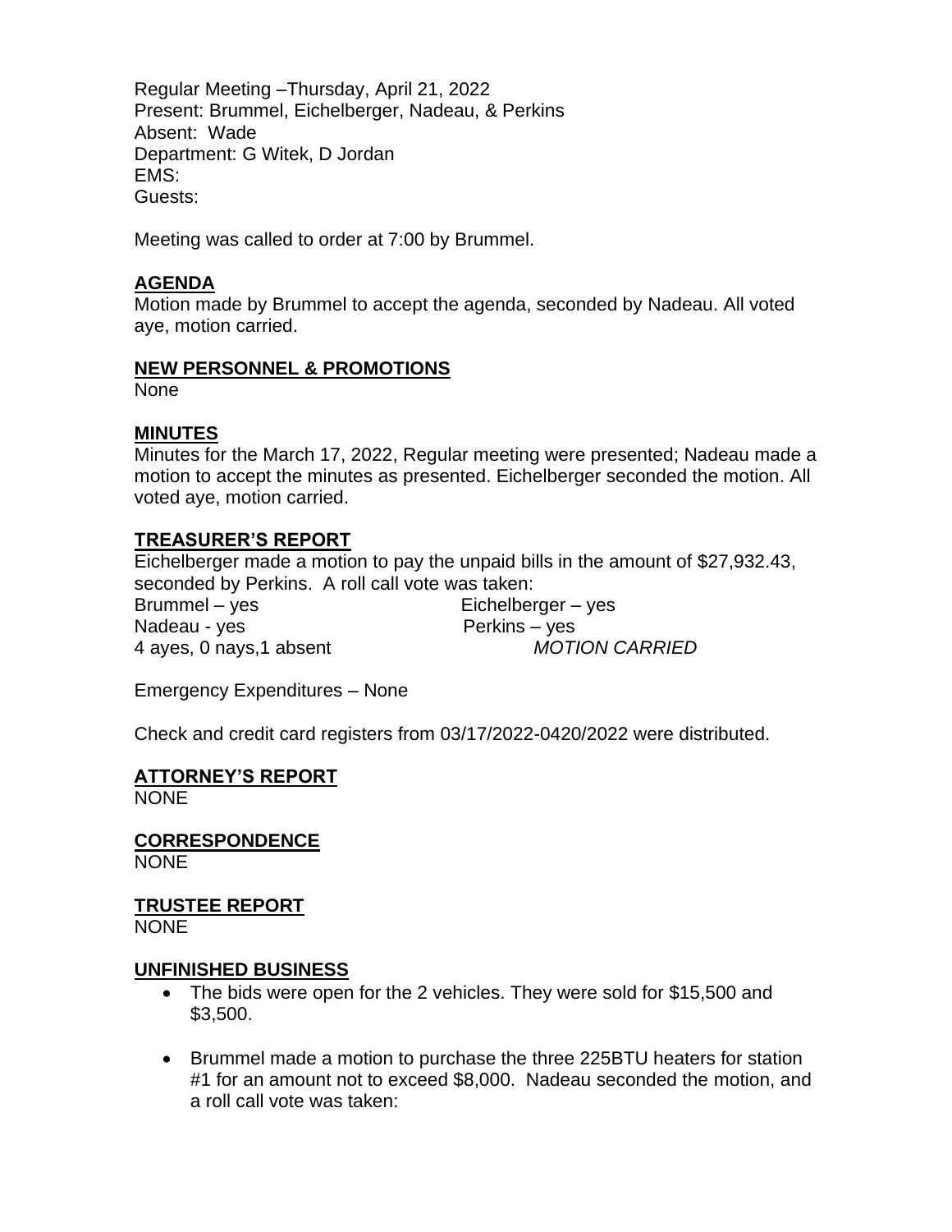Regular Meeting –Thursday, April 21, 2022
Present: Brummel, Eichelberger, Nadeau, & Perkins
Absent: Wade
Department: G Witek, D Jordan
EMS:
Guests:

Meeting was called to order at 7:00 by Brummel.

## AGENDA

Motion made by Brummel to accept the agenda, seconded by Nadeau. All voted aye, motion carried.

## NEW PERSONNEL & PROMOTIONS

None

## MINUTES

Minutes for the March 17, 2022, Regular meeting were presented; Nadeau made a motion to accept the minutes as presented. Eichelberger seconded the motion. All voted aye, motion carried.

## TREASURER'S REPORT

Eichelberger made a motion to pay the unpaid bills in the amount of $27,932.43, seconded by Perkins. A roll call vote was taken:

Brummel – yes    Eichelberger – yes
Nadeau - yes    Perkins – yes
4 ayes, 0 nays,1 absent    *MOTION CARRIED*

Emergency Expenditures – None

Check and credit card registers from 03/17/2022-0420/2022 were distributed.

## ATTORNEY'S REPORT

NONE

## CORRESPONDENCE

NONE

## TRUSTEE REPORT

NONE

## UNFINISHED BUSINESS

- The bids were open for the 2 vehicles. They were sold for $15,500 and $3,500.

- Brummel made a motion to purchase the three 225BTU heaters for station #1 for an amount not to exceed $8,000. Nadeau seconded the motion, and a roll call vote was taken: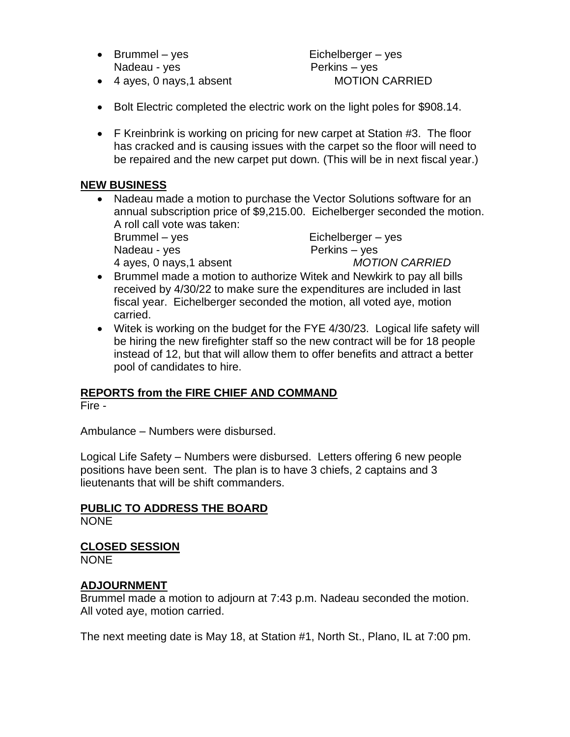- Brummel – yes Eichelberger – yes
  Nadeau - yes Perkins – yes
- 4 ayes, 0 nays,1 absent MOTION CARRIED

- Bolt Electric completed the electric work on the light poles for $908.14.

- F Kreinbrink is working on pricing for new carpet at Station #3. The floor has cracked and is causing issues with the carpet so the floor will need to be repaired and the new carpet put down. (This will be in next fiscal year.)

## NEW BUSINESS

- Nadeau made a motion to purchase the Vector Solutions software for an annual subscription price of $9,215.00. Eichelberger seconded the motion. A roll call vote was taken:
  Brummel – yes Eichelberger – yes
  Nadeau - yes Perkins – yes
  4 ayes, 0 nays,1 absent *MOTION CARRIED*
- Brummel made a motion to authorize Witek and Newkirk to pay all bills received by 4/30/22 to make sure the expenditures are included in last fiscal year. Eichelberger seconded the motion, all voted aye, motion carried.
- Witek is working on the budget for the FYE 4/30/23. Logical life safety will be hiring the new firefighter staff so the new contract will be for 18 people instead of 12, but that will allow them to offer benefits and attract a better pool of candidates to hire.

## REPORTS from the FIRE CHIEF AND COMMAND

Fire -

Ambulance – Numbers were disbursed.

Logical Life Safety – Numbers were disbursed. Letters offering 6 new people positions have been sent. The plan is to have 3 chiefs, 2 captains and 3 lieutenants that will be shift commanders.

## PUBLIC TO ADDRESS THE BOARD

NONE

## CLOSED SESSION

NONE

## ADJOURNMENT

Brummel made a motion to adjourn at 7:43 p.m. Nadeau seconded the motion. All voted aye, motion carried.

The next meeting date is May 18, at Station #1, North St., Plano, IL at 7:00 pm.